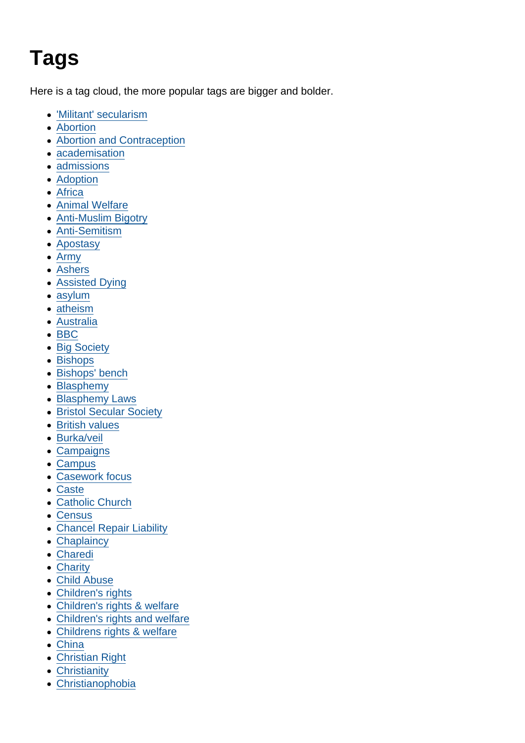# Tags

Here is a tag cloud, the more popular tags are bigger and bolder.

- 'Militant' secularism
- Abortion
- Abortion and Contraception
- academisation
- admissions
- Adoption
- Africa
- Animal Welfare
- Anti-Muslim Bigotry
- Anti-Semitism
- Apostasy
- Army
- Ashers
- Assisted Dying
- asylum
- atheism
- Australia
- BBC
- Big Society
- Bishops
- Bishops' bench
- Blasphemy
- Blasphemy Laws
- Bristol Secular Society
- British values
- Burka/veil
- Campaigns
- Campus
- Casework focus
- Caste
- Catholic Church
- Census
- Chancel Repair Liability
- Chaplaincy
- Charedi
- Charity
- Child Abuse
- Children's rights
- Children's rights & welfare
- Children's rights and welfare
- Childrens rights & welfare
- China
- Christian Right
- Christianity
- Christianophobia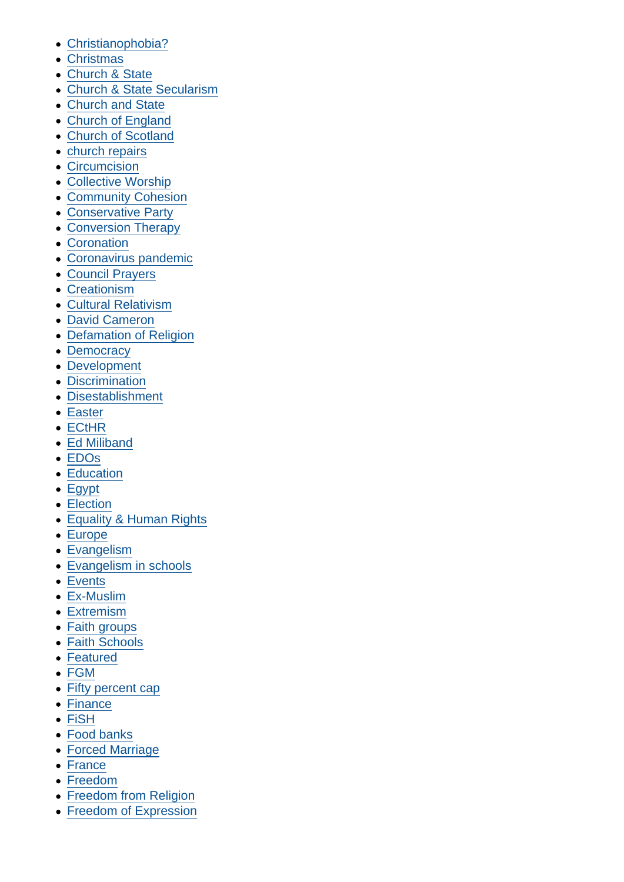- Christianophobia?
- Christmas
- Church & State
- Church & State Secularism
- Church and State
- Church of England
- Church of Scotland
- church repairs
- Circumcision
- Collective Worship
- Community Cohesion
- Conservative Party
- Conversion Therapy
- Coronation
- Coronavirus pandemic
- Council Prayers
- Creationism
- Cultural Relativism
- David Cameron
- Defamation of Religion
- Democracy
- Development
- Discrimination
- Disestablishment
- Easter
- ECtHR
- Ed Miliband
- EDOs
- Education
- Egypt
- Election
- Equality & Human Rights
- Europe
- Evangelism
- Evangelism in schools
- Events
- Ex-Muslim
- Extremism
- Faith groups
- Faith Schools
- Featured
- FGM
- Fifty percent cap
- Finance
- FiSH
- Food banks
- Forced Marriage
- France
- Freedom
- Freedom from Religion
- Freedom of Expression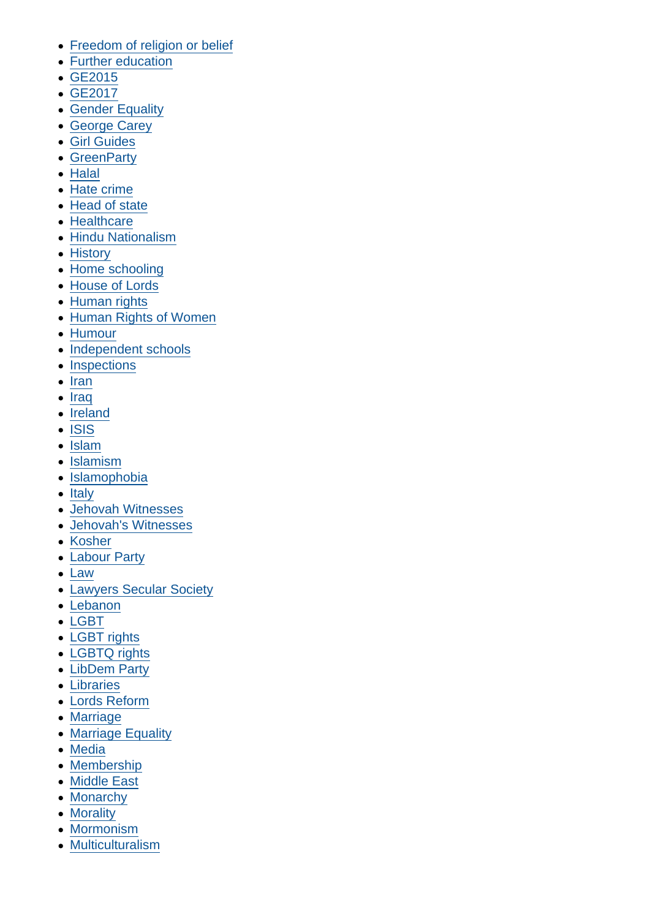- Freedom of religion or belief
- Further education
- GE2015
- GE2017
- Gender Equality
- George Carey
- Girl Guides
- GreenParty
- Halal
- Hate crime
- Head of state
- Healthcare
- Hindu Nationalism
- History
- Home schooling
- House of Lords
- Human rights
- Human Rights of Women
- Humour
- Independent schools
- Inspections
- Iran
- Iraq
- Ireland
- ISIS
- Islam
- Islamism
- Islamophobia
- Italy
- Jehovah Witnesses
- Jehovah's Witnesses
- Kosher
- Labour Party
- Law
- Lawyers Secular Society
- Lebanon
- LGBT
- LGBT rights
- LGBTQ rights
- LibDem Party
- Libraries
- Lords Reform
- Marriage
- Marriage Equality
- Media
- Membership
- Middle East
- Monarchy
- Morality
- Mormonism
- Multiculturalism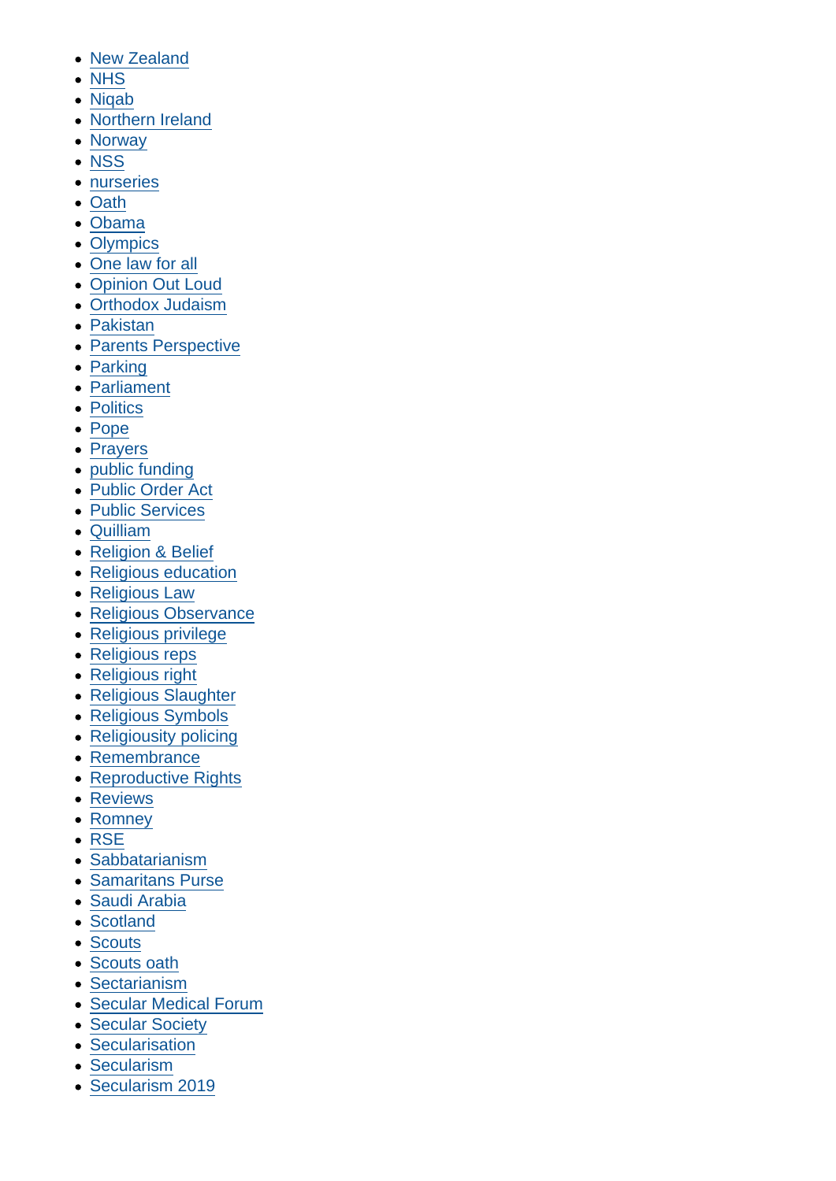- New Zealand
- NHS
- Niqab
- Northern Ireland
- Norway
- NSS
- nurseries
- Oath
- Obama
- Olympics
- One law for all
- Opinion Out Loud
- Orthodox Judaism
- Pakistan
- Parents Perspective
- Parking
- Parliament
- Politics
- Pope
- Prayers
- public funding
- Public Order Act
- Public Services
- Quilliam
- Religion & Belief
- Religious education
- Religious Law
- Religious Observance
- Religious privilege
- Religious reps
- Religious right
- Religious Slaughter
- Religious Symbols
- Religiousity policing
- Remembrance
- Reproductive Rights
- Reviews
- Romney
- RSE
- Sabbatarianism
- Samaritans Purse
- Saudi Arabia
- Scotland
- Scouts
- Scouts oath
- Sectarianism
- Secular Medical Forum
- Secular Society
- Secularisation
- Secularism
- Secularism 2019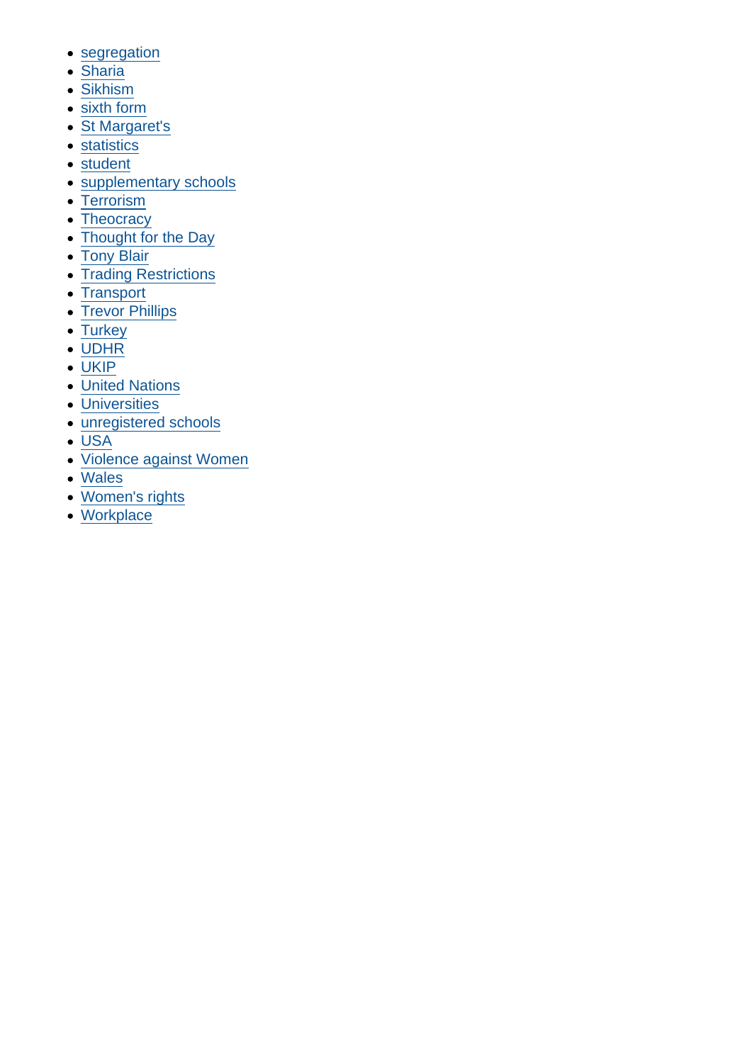- segregation
- Sharia
- Sikhism
- sixth form
- St Margaret's
- statistics
- student
- supplementary schools
- Terrorism
- Theocracy
- Thought for the Day
- Tony Blair
- Trading Restrictions
- Transport
- Trevor Phillips
- Turkey
- UDHR
- UKIP
- United Nations
- Universities
- unregistered schools
- USA
- Violence against Women
- Wales
- Women's rights
- Workplace